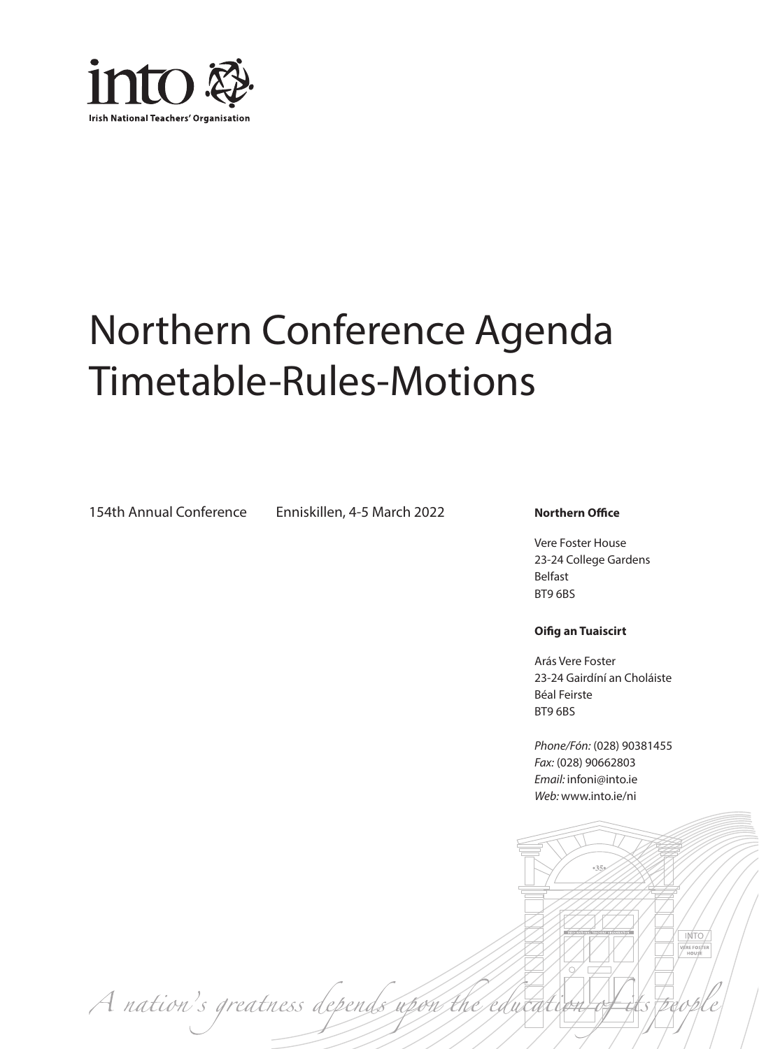**into**

**Irish National Teachers' Organisation**

# Northern Conference Agenda
# Timetable-Rules-Motions

154th Annual Conference Enniskillen, 4-5 March 2022

**Northern Office**

Vere Foster House
23-24 College Gardens
Belfast
BT9 6BS

**Oifig an Tuaiscirt**

Arás Vere Foster
23-24 Gairdíní an Choláiste
Béal Feirste
BT9 6BS

*Phone/Fón:* (028) 90381455
*Fax:* (028) 90662803
*Email:* infoni@into.ie
*Web:* www.into.ie/ni

*A nation's greatness depends upon the education of its people*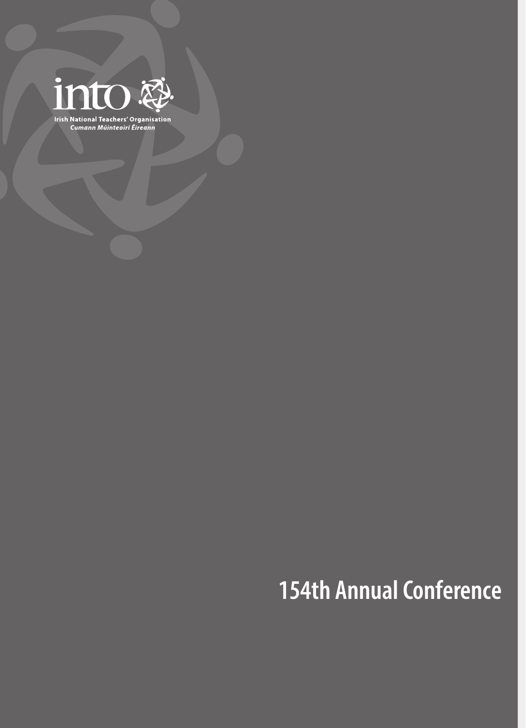into

Irish National Teachers' Organisation
*Cumann Múinteoirí Éireann*

# 154th Annual Conference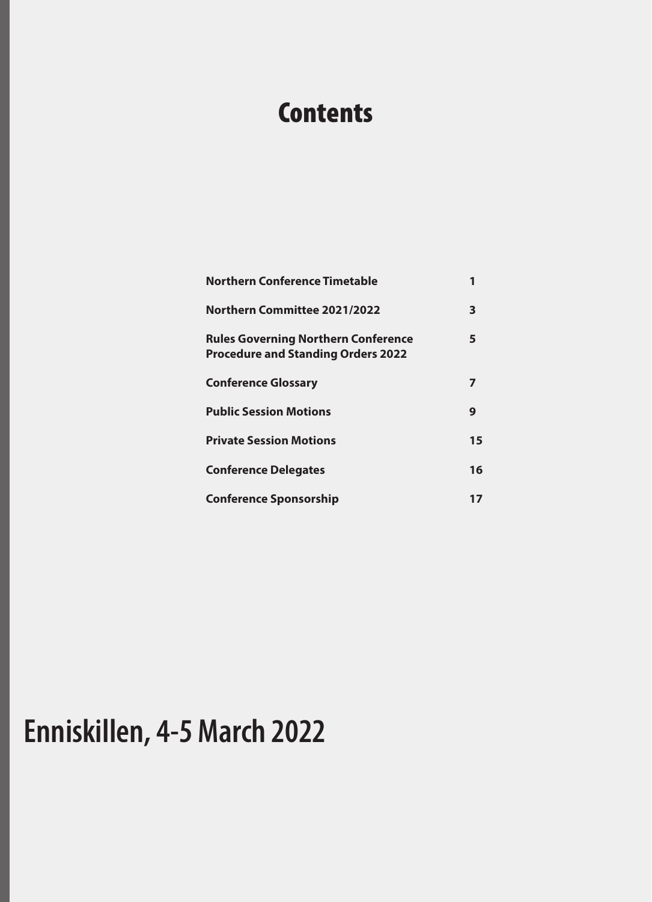# Contents

| | |
|---|---|
| **Northern Conference Timetable** | **1** |
| **Northern Committee 2021/2022** | **3** |
| **Rules Governing Northern Conference Procedure and Standing Orders 2022** | **5** |
| **Conference Glossary** | **7** |
| **Public Session Motions** | **9** |
| **Private Session Motions** | **15** |
| **Conference Delegates** | **16** |
| **Conference Sponsorship** | **17** |

# Enniskillen, 4-5 March 2022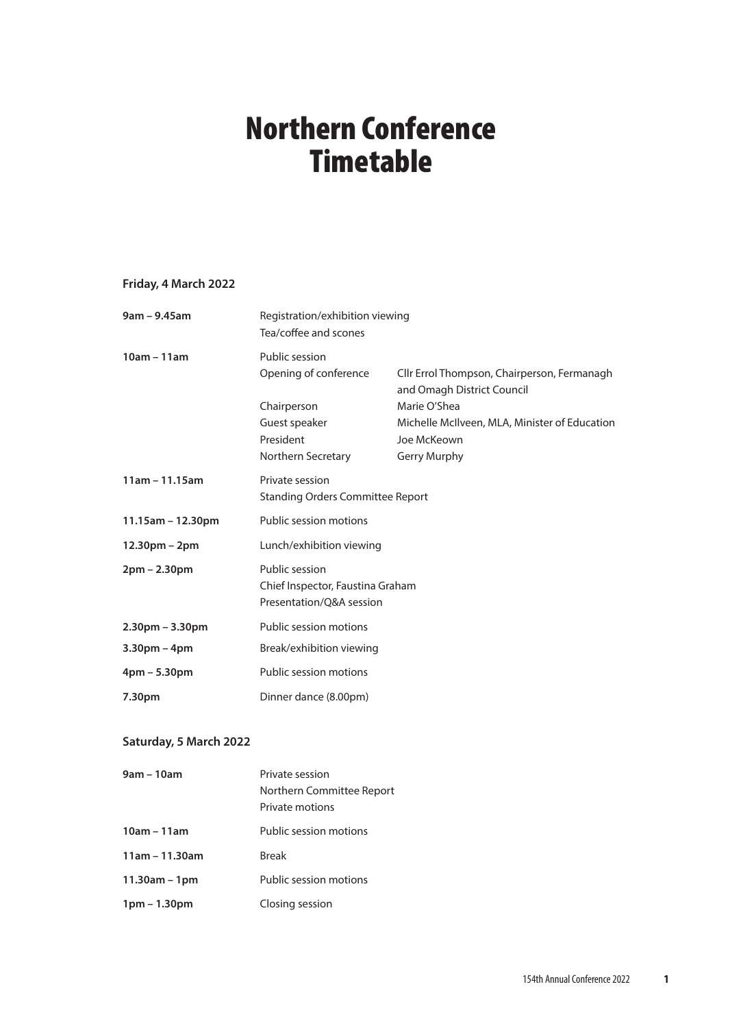# Northern Conference Timetable

**Friday, 4 March 2022**

| | | |
|---|---|---|
| **9am – 9.45am** | Registration/exhibition viewing<br>Tea/coffee and scones | |
| **10am – 11am** | Public session | |
| | Opening of conference | Cllr Errol Thompson, Chairperson, Fermanagh and Omagh District Council |
| | Chairperson | Marie O'Shea |
| | Guest speaker | Michelle McIlveen, MLA, Minister of Education |
| | President | Joe McKeown |
| | Northern Secretary | Gerry Murphy |
| **11am – 11.15am** | Private session<br>Standing Orders Committee Report | |
| **11.15am – 12.30pm** | Public session motions | |
| **12.30pm – 2pm** | Lunch/exhibition viewing | |
| **2pm – 2.30pm** | Public session<br>Chief Inspector, Faustina Graham<br>Presentation/Q&A session | |
| **2.30pm – 3.30pm** | Public session motions | |
| **3.30pm – 4pm** | Break/exhibition viewing | |
| **4pm – 5.30pm** | Public session motions | |
| **7.30pm** | Dinner dance (8.00pm) | |

**Saturday, 5 March 2022**

| | |
|---|---|
| **9am – 10am** | Private session<br>Northern Committee Report<br>Private motions |
| **10am – 11am** | Public session motions |
| **11am – 11.30am** | Break |
| **11.30am – 1pm** | Public session motions |
| **1pm – 1.30pm** | Closing session |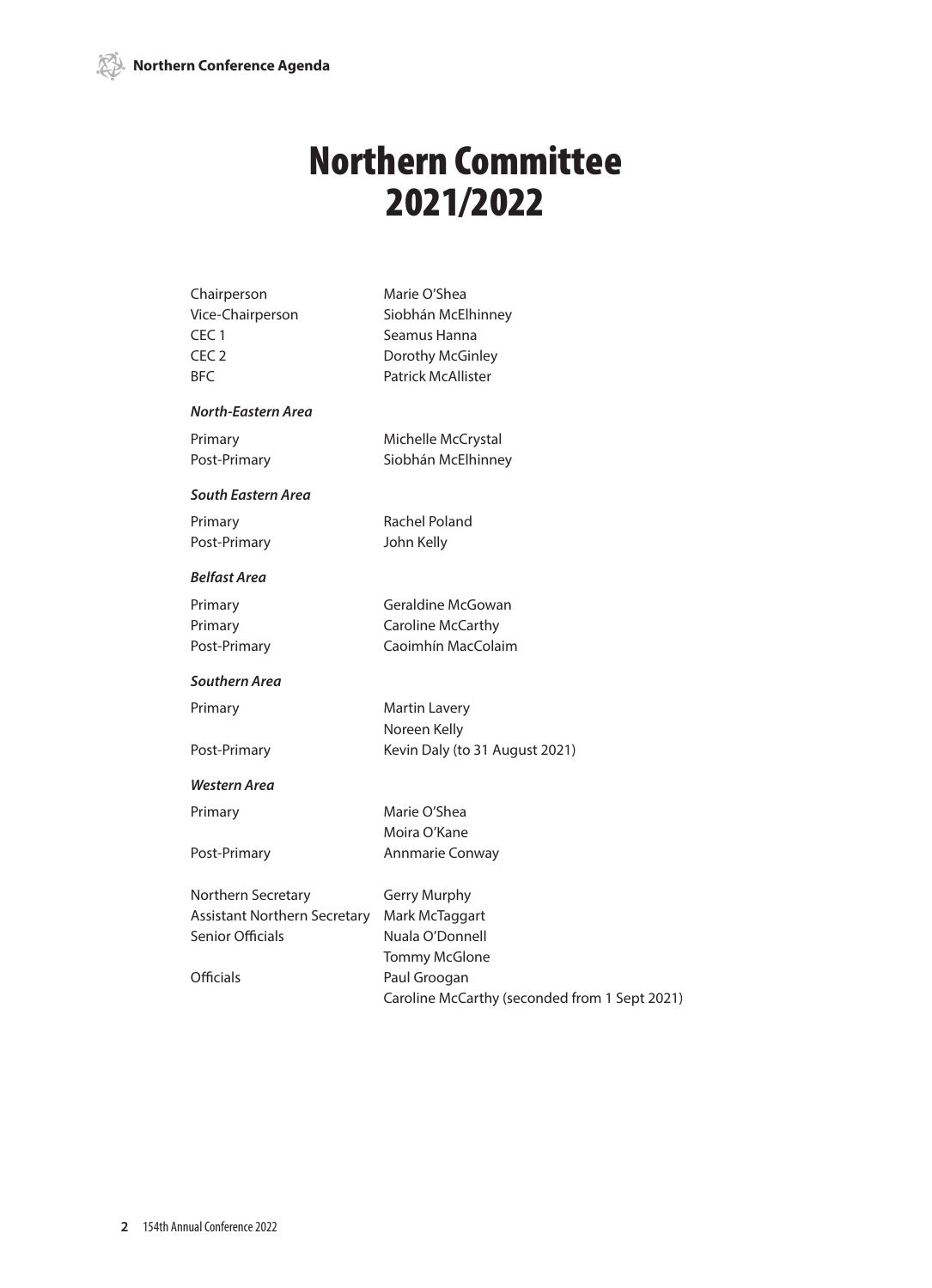# Northern Committee 2021/2022

| | |
|---|---|
| Chairperson | Marie O'Shea |
| Vice-Chairperson | Siobhán McElhinney |
| CEC 1 | Seamus Hanna |
| CEC 2 | Dorothy McGinley |
| BFC | Patrick McAllister |

***North-Eastern Area***

| | |
|---|---|
| Primary | Michelle McCrystal |
| Post-Primary | Siobhán McElhinney |

***South Eastern Area***

| | |
|---|---|
| Primary | Rachel Poland |
| Post-Primary | John Kelly |

***Belfast Area***

| | |
|---|---|
| Primary | Geraldine McGowan |
| Primary | Caroline McCarthy |
| Post-Primary | Caoimhín MacColaim |

***Southern Area***

| | |
|---|---|
| Primary | Martin Lavery |
| | Noreen Kelly |
| Post-Primary | Kevin Daly (to 31 August 2021) |

***Western Area***

| | |
|---|---|
| Primary | Marie O'Shea |
| | Moira O'Kane |
| Post-Primary | Annmarie Conway |

| | |
|---|---|
| Northern Secretary | Gerry Murphy |
| Assistant Northern Secretary | Mark McTaggart |
| Senior Officials | Nuala O'Donnell |
| | Tommy McGlone |
| Officials | Paul Groogan |
| | Caroline McCarthy (seconded from 1 Sept 2021) |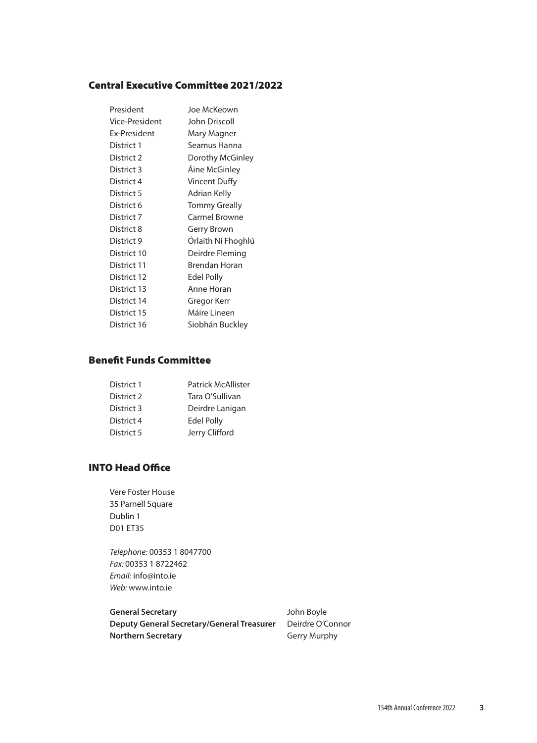## Central Executive Committee 2021/2022

| | |
|---|---|
| President | Joe McKeown |
| Vice-President | John Driscoll |
| Ex-President | Mary Magner |
| District 1 | Seamus Hanna |
| District 2 | Dorothy McGinley |
| District 3 | Áine McGinley |
| District 4 | Vincent Duffy |
| District 5 | Adrian Kelly |
| District 6 | Tommy Greally |
| District 7 | Carmel Browne |
| District 8 | Gerry Brown |
| District 9 | Órlaith Ní Fhoghlú |
| District 10 | Deirdre Fleming |
| District 11 | Brendan Horan |
| District 12 | Edel Polly |
| District 13 | Anne Horan |
| District 14 | Gregor Kerr |
| District 15 | Máire Lineen |
| District 16 | Siobhán Buckley |

## Benefit Funds Committee

| | |
|---|---|
| District 1 | Patrick McAllister |
| District 2 | Tara O'Sullivan |
| District 3 | Deirdre Lanigan |
| District 4 | Edel Polly |
| District 5 | Jerry Clifford |

## INTO Head Office

Vere Foster House
35 Parnell Square
Dublin 1
D01 ET35

*Telephone:* 00353 1 8047700
*Fax:* 00353 1 8722462
*Email:* info@into.ie
*Web:* www.into.ie

| | |
|---|---|
| **General Secretary** | John Boyle |
| **Deputy General Secretary/General Treasurer** | Deirdre O'Connor |
| **Northern Secretary** | Gerry Murphy |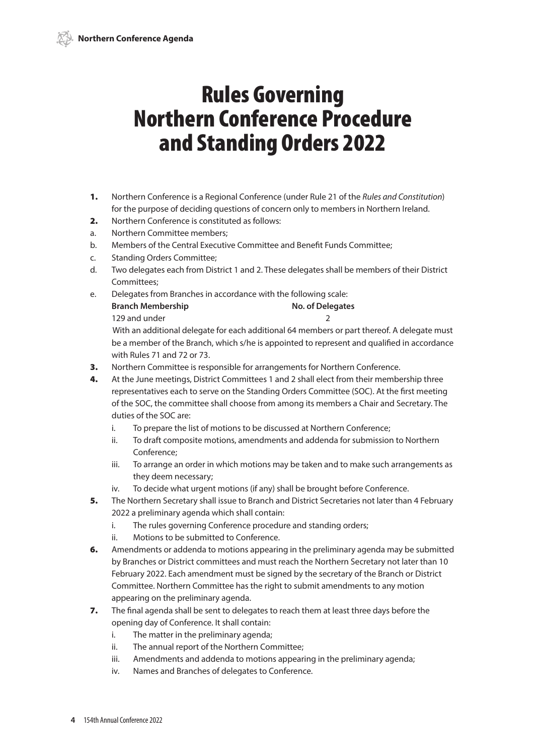# Rules Governing Northern Conference Procedure and Standing Orders 2022

**1.** Northern Conference is a Regional Conference (under Rule 21 of the *Rules and Constitution*) for the purpose of deciding questions of concern only to members in Northern Ireland.

**2.** Northern Conference is constituted as follows:

a. Northern Committee members;

b. Members of the Central Executive Committee and Benefit Funds Committee;

c. Standing Orders Committee;

d. Two delegates each from District 1 and 2. These delegates shall be members of their District Committees;

e. Delegates from Branches in accordance with the following scale:

| Branch Membership | No. of Delegates |
| --- | --- |
| 129 and under | 2 |

With an additional delegate for each additional 64 members or part thereof. A delegate must be a member of the Branch, which s/he is appointed to represent and qualified in accordance with Rules 71 and 72 or 73.

**3.** Northern Committee is responsible for arrangements for Northern Conference.

**4.** At the June meetings, District Committees 1 and 2 shall elect from their membership three representatives each to serve on the Standing Orders Committee (SOC). At the first meeting of the SOC, the committee shall choose from among its members a Chair and Secretary. The duties of the SOC are:

i. To prepare the list of motions to be discussed at Northern Conference;

ii. To draft composite motions, amendments and addenda for submission to Northern Conference;

iii. To arrange an order in which motions may be taken and to make such arrangements as they deem necessary;

iv. To decide what urgent motions (if any) shall be brought before Conference.

**5.** The Northern Secretary shall issue to Branch and District Secretaries not later than 4 February 2022 a preliminary agenda which shall contain:

i. The rules governing Conference procedure and standing orders;

ii. Motions to be submitted to Conference.

**6.** Amendments or addenda to motions appearing in the preliminary agenda may be submitted by Branches or District committees and must reach the Northern Secretary not later than 10 February 2022. Each amendment must be signed by the secretary of the Branch or District Committee. Northern Committee has the right to submit amendments to any motion appearing on the preliminary agenda.

**7.** The final agenda shall be sent to delegates to reach them at least three days before the opening day of Conference. It shall contain:

i. The matter in the preliminary agenda;

ii. The annual report of the Northern Committee;

iii. Amendments and addenda to motions appearing in the preliminary agenda;

iv. Names and Branches of delegates to Conference.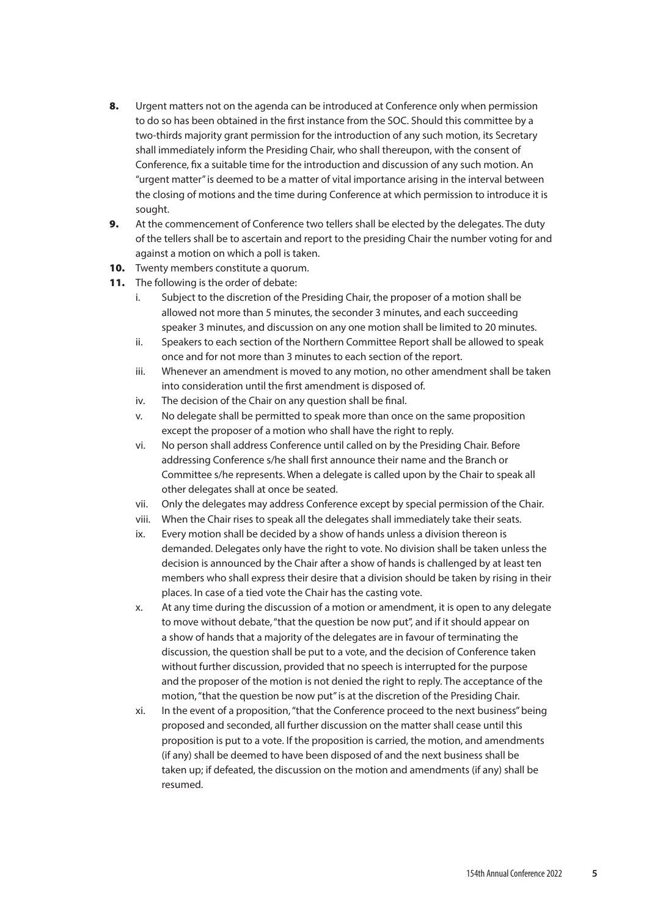8. Urgent matters not on the agenda can be introduced at Conference only when permission to do so has been obtained in the first instance from the SOC. Should this committee by a two-thirds majority grant permission for the introduction of any such motion, its Secretary shall immediately inform the Presiding Chair, who shall thereupon, with the consent of Conference, fix a suitable time for the introduction and discussion of any such motion. An "urgent matter" is deemed to be a matter of vital importance arising in the interval between the closing of motions and the time during Conference at which permission to introduce it is sought.
9. At the commencement of Conference two tellers shall be elected by the delegates. The duty of the tellers shall be to ascertain and report to the presiding Chair the number voting for and against a motion on which a poll is taken.
10. Twenty members constitute a quorum.
11. The following is the order of debate:
    i. Subject to the discretion of the Presiding Chair, the proposer of a motion shall be allowed not more than 5 minutes, the seconder 3 minutes, and each succeeding speaker 3 minutes, and discussion on any one motion shall be limited to 20 minutes.
    ii. Speakers to each section of the Northern Committee Report shall be allowed to speak once and for not more than 3 minutes to each section of the report.
    iii. Whenever an amendment is moved to any motion, no other amendment shall be taken into consideration until the first amendment is disposed of.
    iv. The decision of the Chair on any question shall be final.
    v. No delegate shall be permitted to speak more than once on the same proposition except the proposer of a motion who shall have the right to reply.
    vi. No person shall address Conference until called on by the Presiding Chair. Before addressing Conference s/he shall first announce their name and the Branch or Committee s/he represents. When a delegate is called upon by the Chair to speak all other delegates shall at once be seated.
    vii. Only the delegates may address Conference except by special permission of the Chair.
    viii. When the Chair rises to speak all the delegates shall immediately take their seats.
    ix. Every motion shall be decided by a show of hands unless a division thereon is demanded. Delegates only have the right to vote. No division shall be taken unless the decision is announced by the Chair after a show of hands is challenged by at least ten members who shall express their desire that a division should be taken by rising in their places. In case of a tied vote the Chair has the casting vote.
    x. At any time during the discussion of a motion or amendment, it is open to any delegate to move without debate, "that the question be now put", and if it should appear on a show of hands that a majority of the delegates are in favour of terminating the discussion, the question shall be put to a vote, and the decision of Conference taken without further discussion, provided that no speech is interrupted for the purpose and the proposer of the motion is not denied the right to reply. The acceptance of the motion, "that the question be now put" is at the discretion of the Presiding Chair.
    xi. In the event of a proposition, "that the Conference proceed to the next business" being proposed and seconded, all further discussion on the matter shall cease until this proposition is put to a vote. If the proposition is carried, the motion, and amendments (if any) shall be deemed to have been disposed of and the next business shall be taken up; if defeated, the discussion on the motion and amendments (if any) shall be resumed.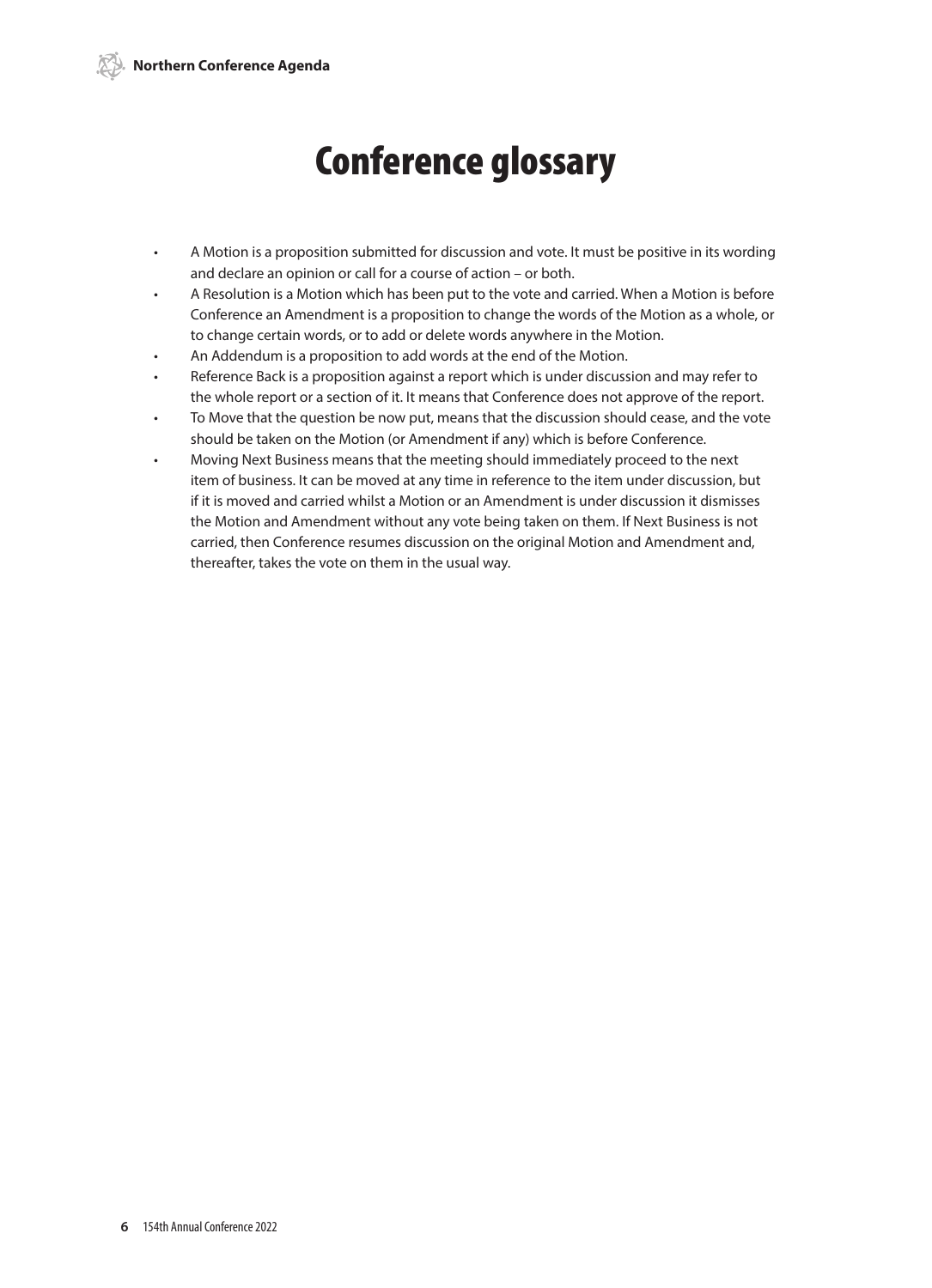# Conference glossary

- A Motion is a proposition submitted for discussion and vote. It must be positive in its wording and declare an opinion or call for a course of action – or both.
- A Resolution is a Motion which has been put to the vote and carried. When a Motion is before Conference an Amendment is a proposition to change the words of the Motion as a whole, or to change certain words, or to add or delete words anywhere in the Motion.
- An Addendum is a proposition to add words at the end of the Motion.
- Reference Back is a proposition against a report which is under discussion and may refer to the whole report or a section of it. It means that Conference does not approve of the report.
- To Move that the question be now put, means that the discussion should cease, and the vote should be taken on the Motion (or Amendment if any) which is before Conference.
- Moving Next Business means that the meeting should immediately proceed to the next item of business. It can be moved at any time in reference to the item under discussion, but if it is moved and carried whilst a Motion or an Amendment is under discussion it dismisses the Motion and Amendment without any vote being taken on them. If Next Business is not carried, then Conference resumes discussion on the original Motion and Amendment and, thereafter, takes the vote on them in the usual way.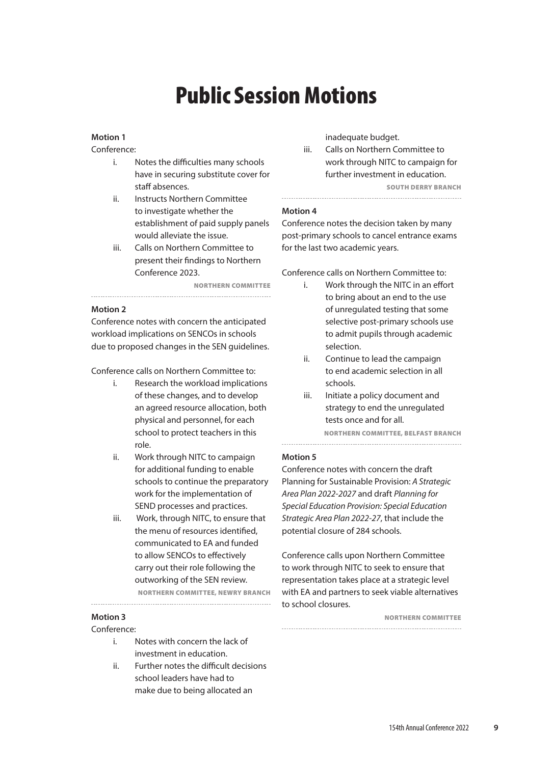# Public Session Motions

**Motion 1**

Conference:

i. Notes the difficulties many schools have in securing substitute cover for staff absences.

ii. Instructs Northern Committee to investigate whether the establishment of paid supply panels would alleviate the issue.

iii. Calls on Northern Committee to present their findings to Northern Conference 2023.

**NORTHERN COMMITTEE**

---

**Motion 2**

Conference notes with concern the anticipated workload implications on SENCOs in schools due to proposed changes in the SEN guidelines.

Conference calls on Northern Committee to:

i. Research the workload implications of these changes, and to develop an agreed resource allocation, both physical and personnel, for each school to protect teachers in this role.

ii. Work through NITC to campaign for additional funding to enable schools to continue the preparatory work for the implementation of SEND processes and practices.

iii. Work, through NITC, to ensure that the menu of resources identified, communicated to EA and funded to allow SENCOs to effectively carry out their role following the outworking of the SEN review.

**NORTHERN COMMITTEE, NEWRY BRANCH**

---

**Motion 3**

Conference:

i. Notes with concern the lack of investment in education.

ii. Further notes the difficult decisions school leaders have had to make due to being allocated an inadequate budget.

iii. Calls on Northern Committee to work through NITC to campaign for further investment in education.

**SOUTH DERRY BRANCH**

---

**Motion 4**

Conference notes the decision taken by many post-primary schools to cancel entrance exams for the last two academic years.

Conference calls on Northern Committee to:

i. Work through the NITC in an effort to bring about an end to the use of unregulated testing that some selective post-primary schools use to admit pupils through academic selection.

ii. Continue to lead the campaign to end academic selection in all schools.

iii. Initiate a policy document and strategy to end the unregulated tests once and for all.

**NORTHERN COMMITTEE, BELFAST BRANCH**

---

**Motion 5**

Conference notes with concern the draft Planning for Sustainable Provision: *A Strategic Area Plan 2022-2027* and draft *Planning for Special Education Provision: Special Education Strategic Area Plan 2022-27*, that include the potential closure of 284 schools.

Conference calls upon Northern Committee to work through NITC to seek to ensure that representation takes place at a strategic level with EA and partners to seek viable alternatives to school closures.

**NORTHERN COMMITTEE**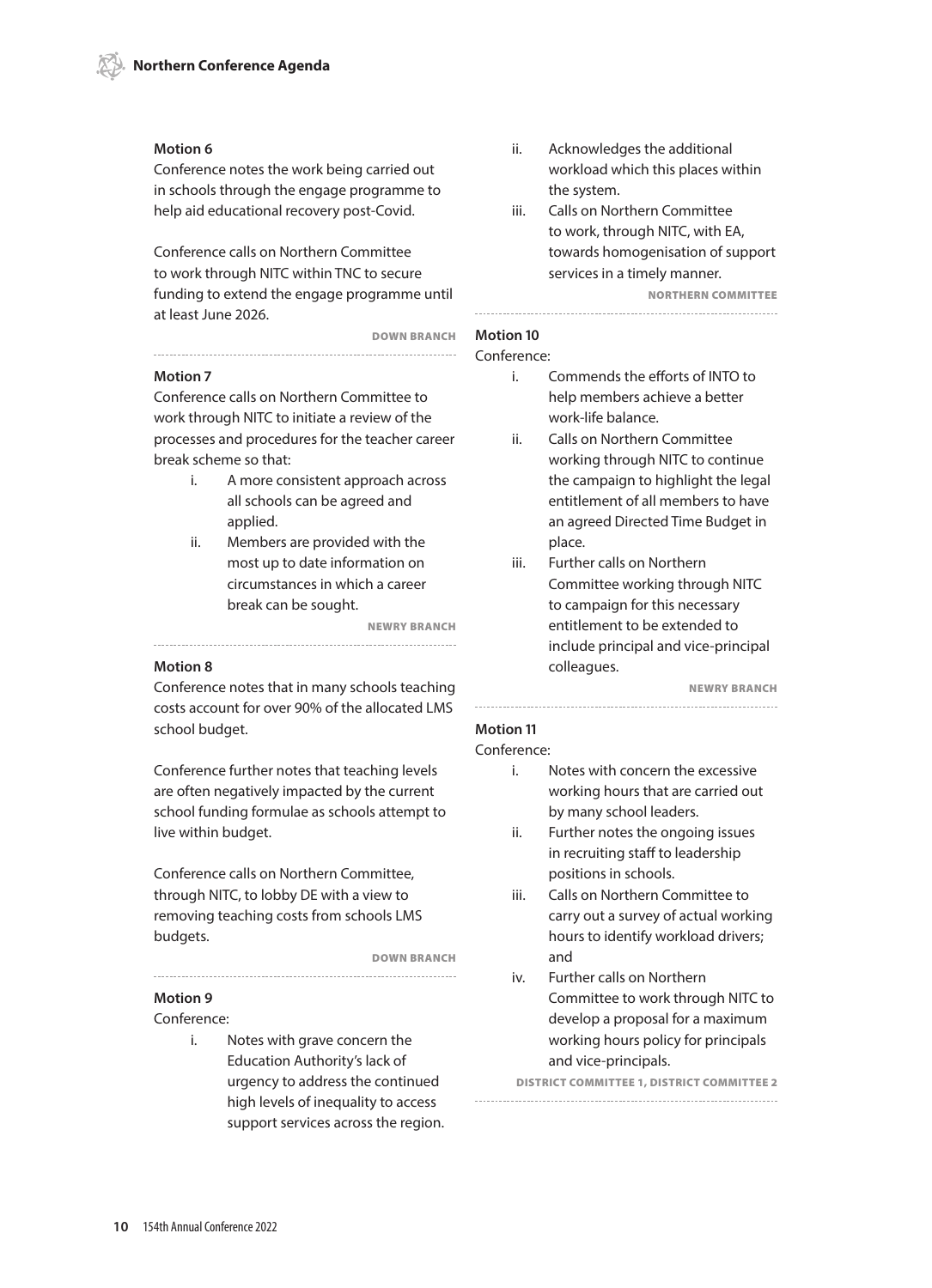**Motion 6**

Conference notes the work being carried out in schools through the engage programme to help aid educational recovery post-Covid.

Conference calls on Northern Committee to work through NITC within TNC to secure funding to extend the engage programme until at least June 2026.

**DOWN BRANCH**

---

**Motion 7**

Conference calls on Northern Committee to work through NITC to initiate a review of the processes and procedures for the teacher career break scheme so that:

i. A more consistent approach across all schools can be agreed and applied.
ii. Members are provided with the most up to date information on circumstances in which a career break can be sought.

**NEWRY BRANCH**

---

**Motion 8**

Conference notes that in many schools teaching costs account for over 90% of the allocated LMS school budget.

Conference further notes that teaching levels are often negatively impacted by the current school funding formulae as schools attempt to live within budget.

Conference calls on Northern Committee, through NITC, to lobby DE with a view to removing teaching costs from schools LMS budgets.

**DOWN BRANCH**

---

**Motion 9**

Conference:

i. Notes with grave concern the Education Authority's lack of urgency to address the continued high levels of inequality to access support services across the region.
ii. Acknowledges the additional workload which this places within the system.
iii. Calls on Northern Committee to work, through NITC, with EA, towards homogenisation of support services in a timely manner.

**NORTHERN COMMITTEE**

---

**Motion 10**

Conference:

i. Commends the efforts of INTO to help members achieve a better work-life balance.
ii. Calls on Northern Committee working through NITC to continue the campaign to highlight the legal entitlement of all members to have an agreed Directed Time Budget in place.
iii. Further calls on Northern Committee working through NITC to campaign for this necessary entitlement to be extended to include principal and vice-principal colleagues.

**NEWRY BRANCH**

---

**Motion 11**

Conference:

i. Notes with concern the excessive working hours that are carried out by many school leaders.
ii. Further notes the ongoing issues in recruiting staff to leadership positions in schools.
iii. Calls on Northern Committee to carry out a survey of actual working hours to identify workload drivers; and
iv. Further calls on Northern Committee to work through NITC to develop a proposal for a maximum working hours policy for principals and vice-principals.

**DISTRICT COMMITTEE 1, DISTRICT COMMITTEE 2**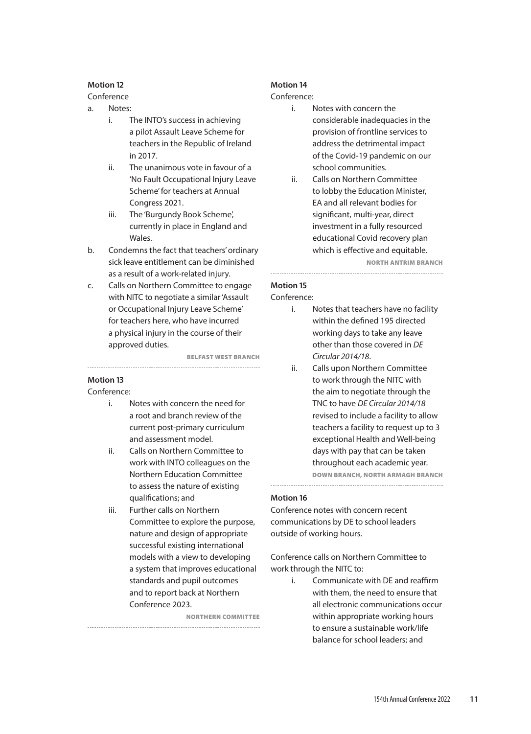### Motion 12

Conference

a. Notes:
   i. The INTO's success in achieving a pilot Assault Leave Scheme for teachers in the Republic of Ireland in 2017.
   ii. The unanimous vote in favour of a 'No Fault Occupational Injury Leave Scheme' for teachers at Annual Congress 2021.
   iii. The 'Burgundy Book Scheme', currently in place in England and Wales.

b. Condemns the fact that teachers' ordinary sick leave entitlement can be diminished as a result of a work-related injury.

c. Calls on Northern Committee to engage with NITC to negotiate a similar 'Assault or Occupational Injury Leave Scheme' for teachers here, who have incurred a physical injury in the course of their approved duties.

**BELFAST WEST BRANCH**

---

### Motion 13

Conference:

i. Notes with concern the need for a root and branch review of the current post-primary curriculum and assessment model.

ii. Calls on Northern Committee to work with INTO colleagues on the Northern Education Committee to assess the nature of existing qualifications; and

iii. Further calls on Northern Committee to explore the purpose, nature and design of appropriate successful existing international models with a view to developing a system that improves educational standards and pupil outcomes and to report back at Northern Conference 2023.

**NORTHERN COMMITTEE**

---

### Motion 14

Conference:

i. Notes with concern the considerable inadequacies in the provision of frontline services to address the detrimental impact of the Covid-19 pandemic on our school communities.

ii. Calls on Northern Committee to lobby the Education Minister, EA and all relevant bodies for significant, multi-year, direct investment in a fully resourced educational Covid recovery plan which is effective and equitable.

**NORTH ANTRIM BRANCH**

---

### Motion 15

Conference:

i. Notes that teachers have no facility within the defined 195 directed working days to take any leave other than those covered in *DE Circular 2014/18*.

ii. Calls upon Northern Committee to work through the NITC with the aim to negotiate through the TNC to have *DE Circular 2014/18* revised to include a facility to allow teachers a facility to request up to 3 exceptional Health and Well-being days with pay that can be taken throughout each academic year.

**DOWN BRANCH, NORTH ARMAGH BRANCH**

---

### Motion 16

Conference notes with concern recent communications by DE to school leaders outside of working hours.

Conference calls on Northern Committee to work through the NITC to:

i. Communicate with DE and reaffirm with them, the need to ensure that all electronic communications occur within appropriate working hours to ensure a sustainable work/life balance for school leaders; and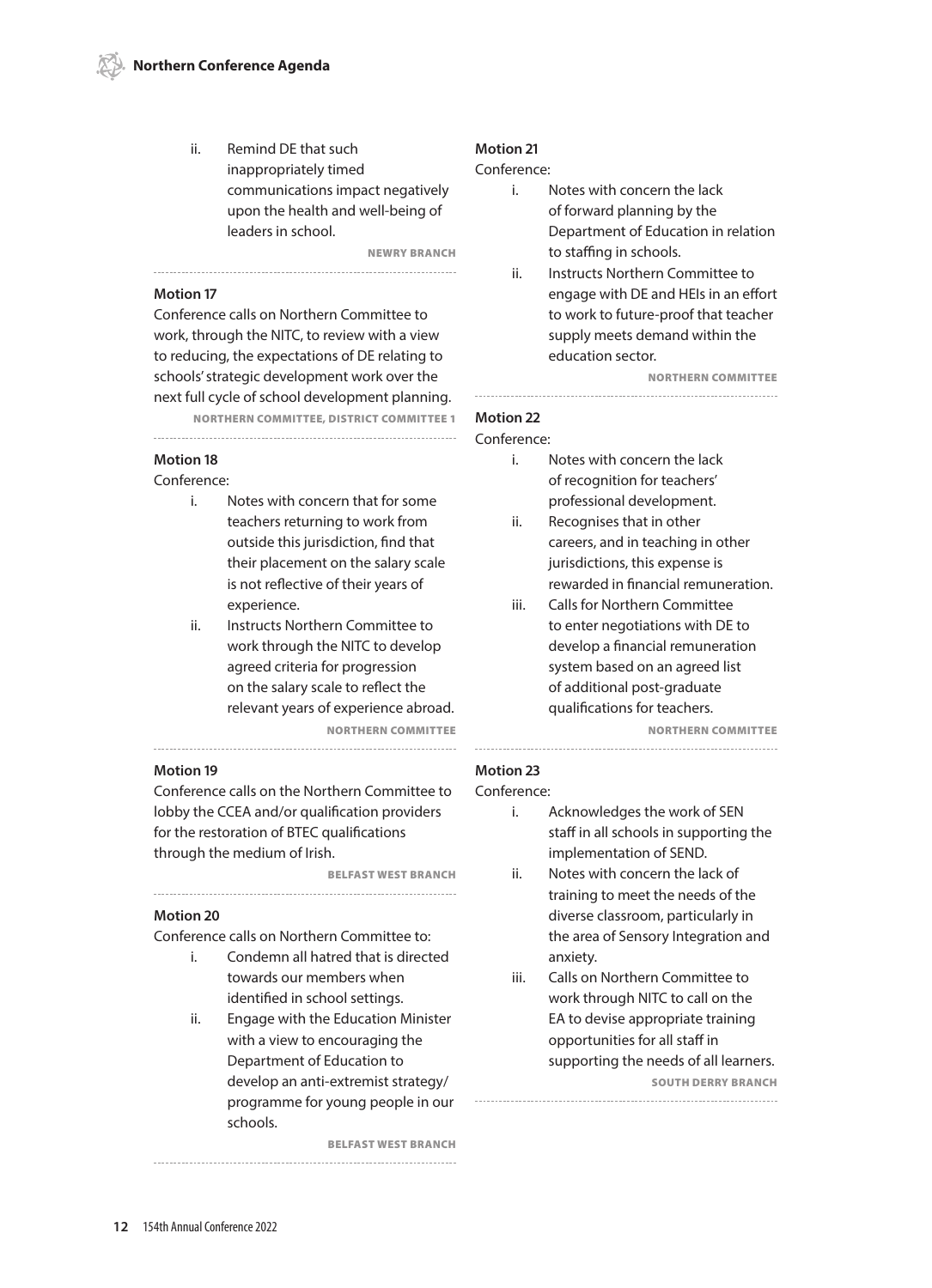ii. Remind DE that such inappropriately timed communications impact negatively upon the health and well-being of leaders in school.

**NEWRY BRANCH**

---

**Motion 17**

Conference calls on Northern Committee to work, through the NITC, to review with a view to reducing, the expectations of DE relating to schools' strategic development work over the next full cycle of school development planning.

**NORTHERN COMMITTEE, DISTRICT COMMITTEE 1**

---

**Motion 18**

Conference:

i. Notes with concern that for some teachers returning to work from outside this jurisdiction, find that their placement on the salary scale is not reflective of their years of experience.

ii. Instructs Northern Committee to work through the NITC to develop agreed criteria for progression on the salary scale to reflect the relevant years of experience abroad.

**NORTHERN COMMITTEE**

---

**Motion 19**

Conference calls on the Northern Committee to lobby the CCEA and/or qualification providers for the restoration of BTEC qualifications through the medium of Irish.

**BELFAST WEST BRANCH**

---

**Motion 20**

Conference calls on Northern Committee to:

i. Condemn all hatred that is directed towards our members when identified in school settings.

ii. Engage with the Education Minister with a view to encouraging the Department of Education to develop an anti-extremist strategy/programme for young people in our schools.

**BELFAST WEST BRANCH**

---

**Motion 21**

Conference:

i. Notes with concern the lack of forward planning by the Department of Education in relation to staffing in schools.

ii. Instructs Northern Committee to engage with DE and HEIs in an effort to work to future-proof that teacher supply meets demand within the education sector.

**NORTHERN COMMITTEE**

---

**Motion 22**

Conference:

i. Notes with concern the lack of recognition for teachers' professional development.

ii. Recognises that in other careers, and in teaching in other jurisdictions, this expense is rewarded in financial remuneration.

iii. Calls for Northern Committee to enter negotiations with DE to develop a financial remuneration system based on an agreed list of additional post-graduate qualifications for teachers.

**NORTHERN COMMITTEE**

---

**Motion 23**

Conference:

i. Acknowledges the work of SEN staff in all schools in supporting the implementation of SEND.

ii. Notes with concern the lack of training to meet the needs of the diverse classroom, particularly in the area of Sensory Integration and anxiety.

iii. Calls on Northern Committee to work through NITC to call on the EA to devise appropriate training opportunities for all staff in supporting the needs of all learners.

**SOUTH DERRY BRANCH**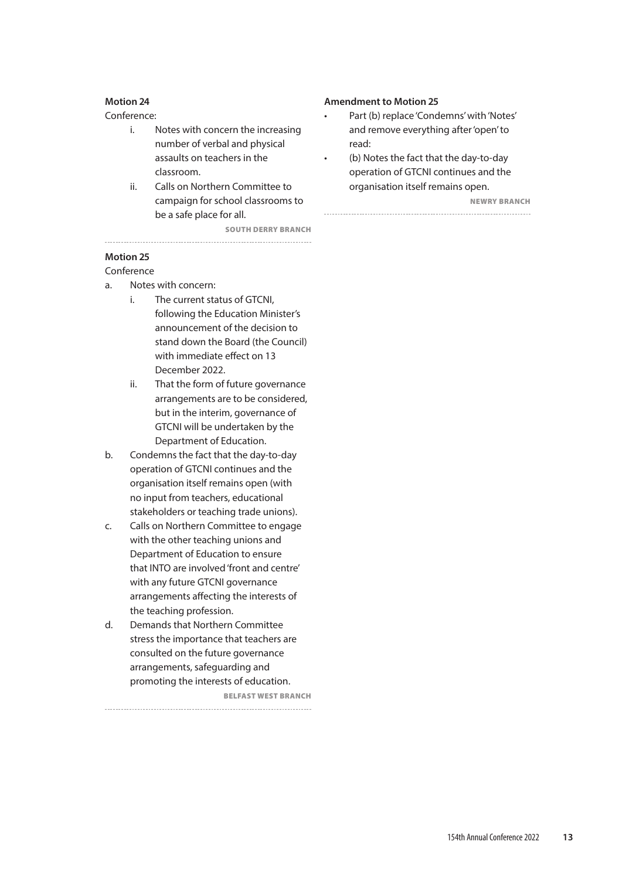**Motion 24**

Conference:

i. Notes with concern the increasing number of verbal and physical assaults on teachers in the classroom.

ii. Calls on Northern Committee to campaign for school classrooms to be a safe place for all.

**SOUTH DERRY BRANCH**

---

**Motion 25**

Conference

a. Notes with concern:

   i. The current status of GTCNI, following the Education Minister's announcement of the decision to stand down the Board (the Council) with immediate effect on 13 December 2022.

   ii. That the form of future governance arrangements are to be considered, but in the interim, governance of GTCNI will be undertaken by the Department of Education.

b. Condemns the fact that the day-to-day operation of GTCNI continues and the organisation itself remains open (with no input from teachers, educational stakeholders or teaching trade unions).

c. Calls on Northern Committee to engage with the other teaching unions and Department of Education to ensure that INTO are involved 'front and centre' with any future GTCNI governance arrangements affecting the interests of the teaching profession.

d. Demands that Northern Committee stress the importance that teachers are consulted on the future governance arrangements, safeguarding and promoting the interests of education.

**BELFAST WEST BRANCH**

---

**Amendment to Motion 25**

- Part (b) replace 'Condemns' with 'Notes' and remove everything after 'open' to read:
- (b) Notes the fact that the day-to-day operation of GTCNI continues and the organisation itself remains open.

**NEWRY BRANCH**

---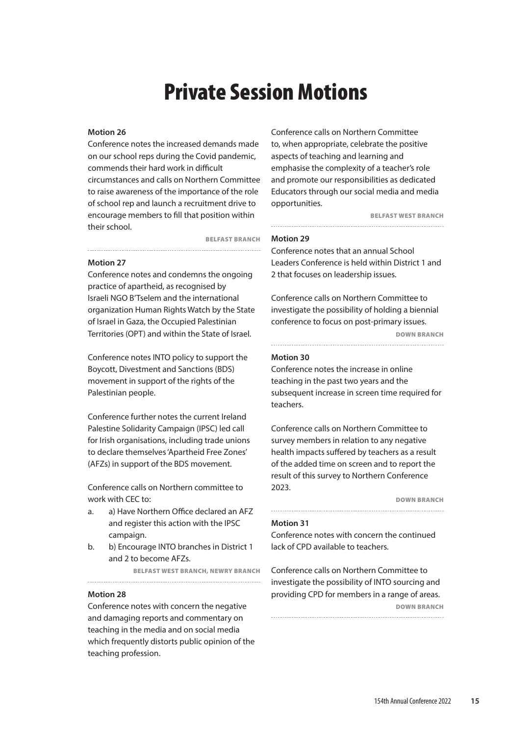# Private Session Motions

**Motion 26**

Conference notes the increased demands made on our school reps during the Covid pandemic, commends their hard work in difficult circumstances and calls on Northern Committee to raise awareness of the importance of the role of school rep and launch a recruitment drive to encourage members to fill that position within their school.

**BELFAST BRANCH**

---

**Motion 27**

Conference notes and condemns the ongoing practice of apartheid, as recognised by Israeli NGO B'Tselem and the international organization Human Rights Watch by the State of Israel in Gaza, the Occupied Palestinian Territories (OPT) and within the State of Israel.

Conference notes INTO policy to support the Boycott, Divestment and Sanctions (BDS) movement in support of the rights of the Palestinian people.

Conference further notes the current Ireland Palestine Solidarity Campaign (IPSC) led call for Irish organisations, including trade unions to declare themselves 'Apartheid Free Zones' (AFZs) in support of the BDS movement.

Conference calls on Northern committee to work with CEC to:

a. a) Have Northern Office declared an AFZ and register this action with the IPSC campaign.
b. b) Encourage INTO branches in District 1 and 2 to become AFZs.

**BELFAST WEST BRANCH, NEWRY BRANCH**

---

**Motion 28**

Conference notes with concern the negative and damaging reports and commentary on teaching in the media and on social media which frequently distorts public opinion of the teaching profession.

Conference calls on Northern Committee to, when appropriate, celebrate the positive aspects of teaching and learning and emphasise the complexity of a teacher's role and promote our responsibilities as dedicated Educators through our social media and media opportunities.

**BELFAST WEST BRANCH**

---

**Motion 29**

Conference notes that an annual School Leaders Conference is held within District 1 and 2 that focuses on leadership issues.

Conference calls on Northern Committee to investigate the possibility of holding a biennial conference to focus on post-primary issues.

**DOWN BRANCH**

---

**Motion 30**

Conference notes the increase in online teaching in the past two years and the subsequent increase in screen time required for teachers.

Conference calls on Northern Committee to survey members in relation to any negative health impacts suffered by teachers as a result of the added time on screen and to report the result of this survey to Northern Conference 2023.

**DOWN BRANCH**

---

**Motion 31**

Conference notes with concern the continued lack of CPD available to teachers.

Conference calls on Northern Committee to investigate the possibility of INTO sourcing and providing CPD for members in a range of areas.

**DOWN BRANCH**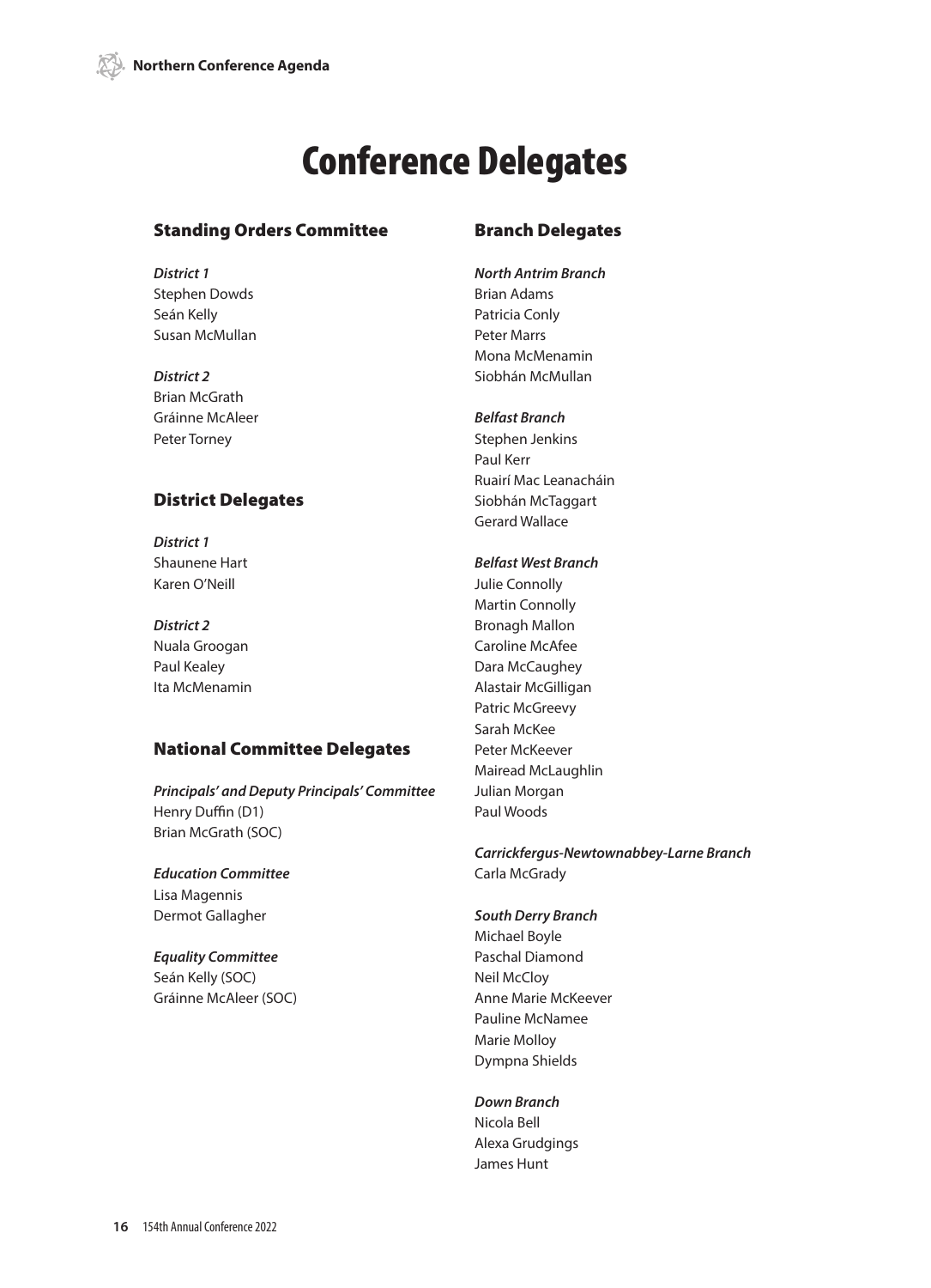# Conference Delegates

## Standing Orders Committee

***District 1***
Stephen Dowds
Seán Kelly
Susan McMullan

***District 2***
Brian McGrath
Gráinne McAleer
Peter Torney

## District Delegates

***District 1***
Shaunene Hart
Karen O'Neill

***District 2***
Nuala Groogan
Paul Kealey
Ita McMenamin

## National Committee Delegates

***Principals' and Deputy Principals' Committee***
Henry Duffin (D1)
Brian McGrath (SOC)

***Education Committee***
Lisa Magennis
Dermot Gallagher

***Equality Committee***
Seán Kelly (SOC)
Gráinne McAleer (SOC)

## Branch Delegates

***North Antrim Branch***
Brian Adams
Patricia Conly
Peter Marrs
Mona McMenamin
Siobhán McMullan

***Belfast Branch***
Stephen Jenkins
Paul Kerr
Ruairí Mac Leanacháin
Siobhán McTaggart
Gerard Wallace

***Belfast West Branch***
Julie Connolly
Martin Connolly
Bronagh Mallon
Caroline McAfee
Dara McCaughey
Alastair McGilligan
Patric McGreevy
Sarah McKee
Peter McKeever
Mairead McLaughlin
Julian Morgan
Paul Woods

***Carrickfergus-Newtownabbey-Larne Branch***
Carla McGrady

***South Derry Branch***
Michael Boyle
Paschal Diamond
Neil McCloy
Anne Marie McKeever
Pauline McNamee
Marie Molloy
Dympna Shields

***Down Branch***
Nicola Bell
Alexa Grudgings
James Hunt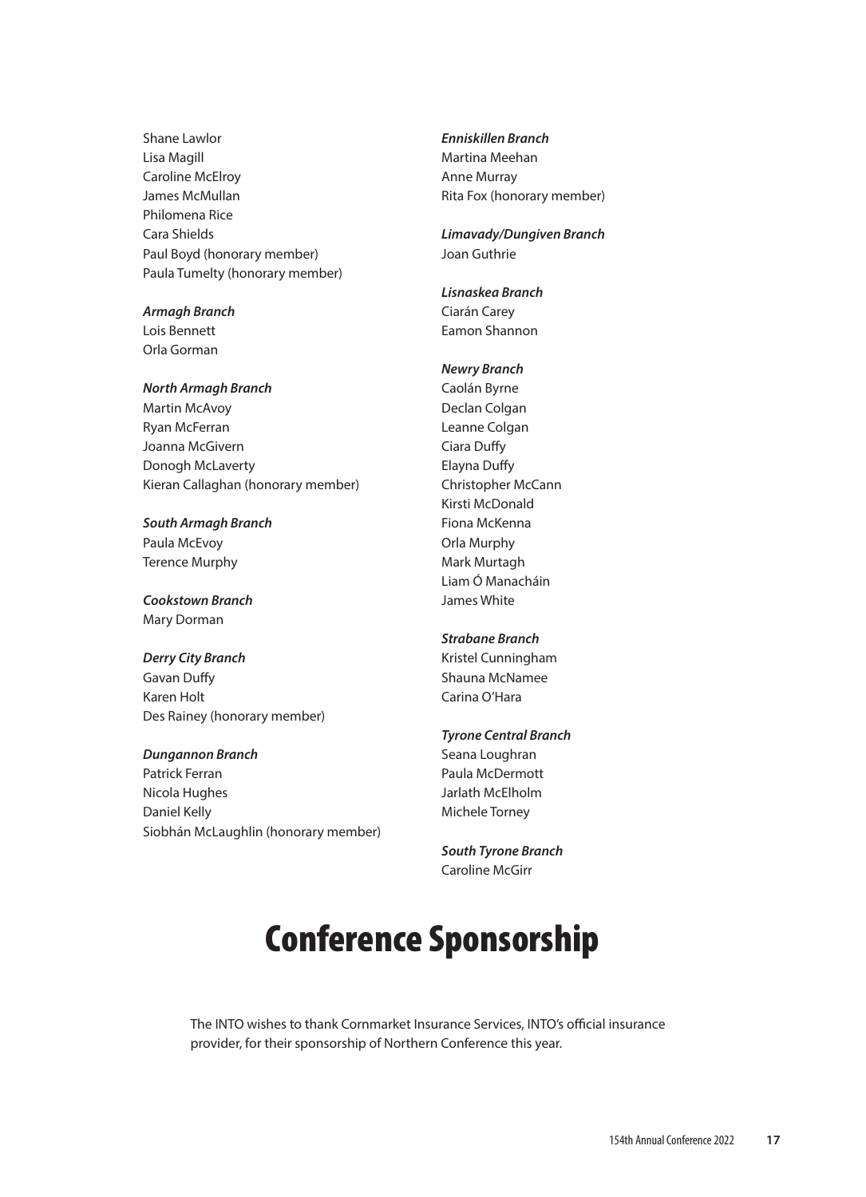Shane Lawlor
Lisa Magill
Caroline McElroy
James McMullan
Philomena Rice
Cara Shields
Paul Boyd (honorary member)
Paula Tumelty (honorary member)

***Armagh Branch***
Lois Bennett
Orla Gorman

***North Armagh Branch***
Martin McAvoy
Ryan McFerran
Joanna McGivern
Donogh McLaverty
Kieran Callaghan (honorary member)

***South Armagh Branch***
Paula McEvoy
Terence Murphy

***Cookstown Branch***
Mary Dorman

***Derry City Branch***
Gavan Duffy
Karen Holt
Des Rainey (honorary member)

***Dungannon Branch***
Patrick Ferran
Nicola Hughes
Daniel Kelly
Siobhán McLaughlin (honorary member)

***Enniskillen Branch***
Martina Meehan
Anne Murray
Rita Fox (honorary member)

***Limavady/Dungiven Branch***
Joan Guthrie

***Lisnaskea Branch***
Ciarán Carey
Eamon Shannon

***Newry Branch***
Caolán Byrne
Declan Colgan
Leanne Colgan
Ciara Duffy
Elayna Duffy
Christopher McCann
Kirsti McDonald
Fiona McKenna
Orla Murphy
Mark Murtagh
Liam Ó Manacháin
James White

***Strabane Branch***
Kristel Cunningham
Shauna McNamee
Carina O'Hara

***Tyrone Central Branch***
Seana Loughran
Paula McDermott
Jarlath McElholm
Michele Torney

***South Tyrone Branch***
Caroline McGirr

# Conference Sponsorship

The INTO wishes to thank Cornmarket Insurance Services, INTO's official insurance provider, for their sponsorship of Northern Conference this year.